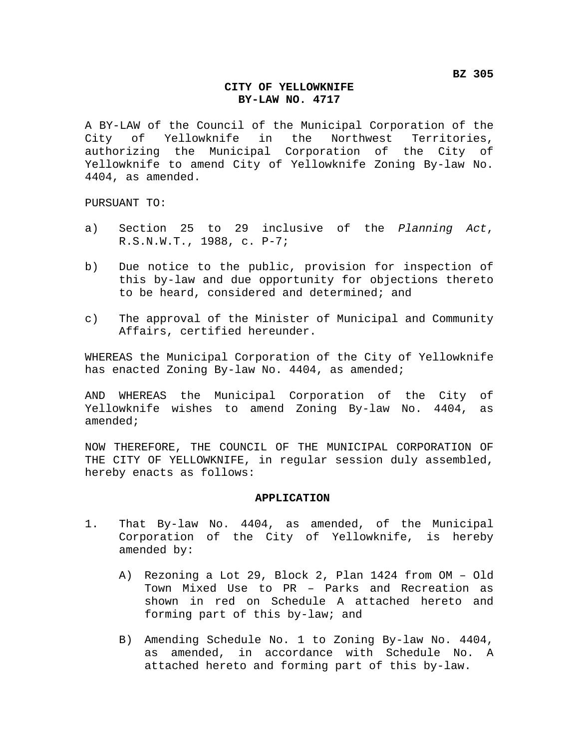**BZ 305**

# CITY OF YELLOWKNIFE
# BY-LAW NO. 4717

A BY-LAW of the Council of the Municipal Corporation of the City of Yellowknife in the Northwest Territories, authorizing the Municipal Corporation of the City of Yellowknife to amend City of Yellowknife Zoning By-law No. 4404, as amended.

PURSUANT TO:

a) Section 25 to 29 inclusive of the *Planning Act*, R.S.N.W.T., 1988, c. P-7;

b) Due notice to the public, provision for inspection of this by-law and due opportunity for objections thereto to be heard, considered and determined; and

c) The approval of the Minister of Municipal and Community Affairs, certified hereunder.

WHEREAS the Municipal Corporation of the City of Yellowknife has enacted Zoning By-law No. 4404, as amended;

AND WHEREAS the Municipal Corporation of the City of Yellowknife wishes to amend Zoning By-law No. 4404, as amended;

NOW THEREFORE, THE COUNCIL OF THE MUNICIPAL CORPORATION OF THE CITY OF YELLOWKNIFE, in regular session duly assembled, hereby enacts as follows:

## APPLICATION

1. That By-law No. 4404, as amended, of the Municipal Corporation of the City of Yellowknife, is hereby amended by:

   A) Rezoning a Lot 29, Block 2, Plan 1424 from OM – Old Town Mixed Use to PR – Parks and Recreation as shown in red on Schedule A attached hereto and forming part of this by-law; and

   B) Amending Schedule No. 1 to Zoning By-law No. 4404, as amended, in accordance with Schedule No. A attached hereto and forming part of this by-law.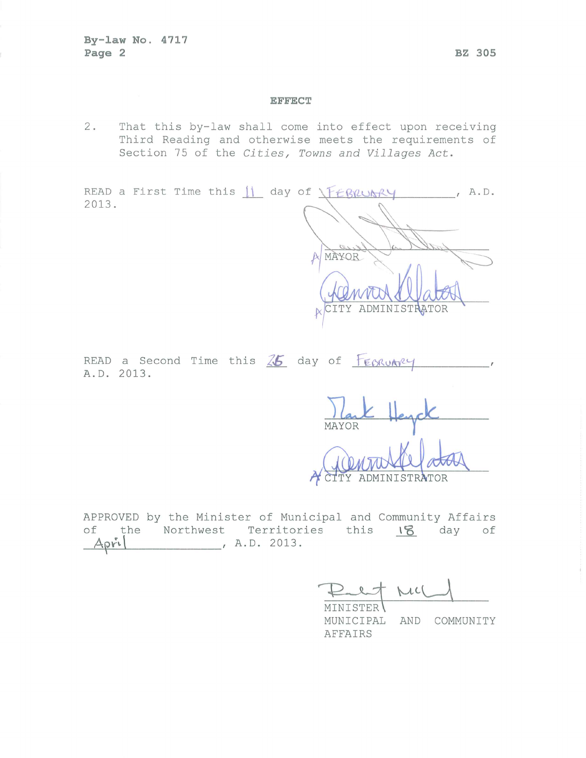By-law No. 4717 BZ 305

## EFFECT

2. That this by-law shall come into effect upon receiving Third Reading and otherwise meets the requirements of Section 75 of the *Cities, Towns and Villages Act*.

READ a First Time this 11 day of FEBRUARY, A.D. 2013.

A/ MAYOR

A/ CITY ADMINISTRATOR

READ a Second Time this 25 day of FEBRUARY, A.D. 2013.

MAYOR

A/ CITY ADMINISTRATOR

APPROVED by the Minister of Municipal and Community Affairs of the Northwest Territories this 18 day of April, A.D. 2013.

MINISTER
MUNICIPAL AND COMMUNITY AFFAIRS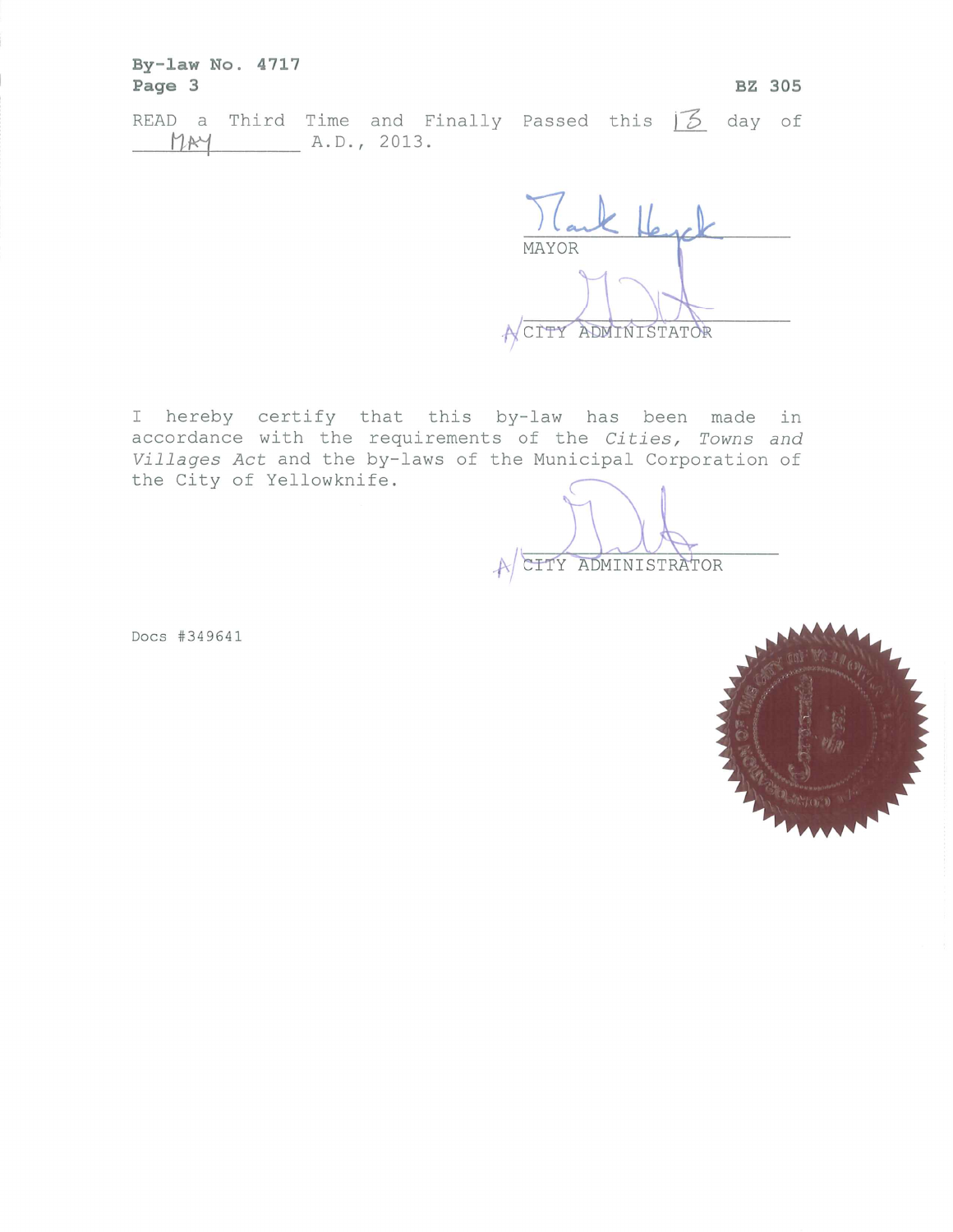**By-law No. 4717**
**Page 3** **BZ 305**

READ a Third Time and Finally Passed this 13 day of MAY A.D., 2013.

MAYOR

A/ CITY ADMINISTATOR

I hereby certify that this by-law has been made in accordance with the requirements of the *Cities, Towns and Villages Act* and the by-laws of the Municipal Corporation of the City of Yellowknife.

A/ CITY ADMINISTRATOR

Docs #349641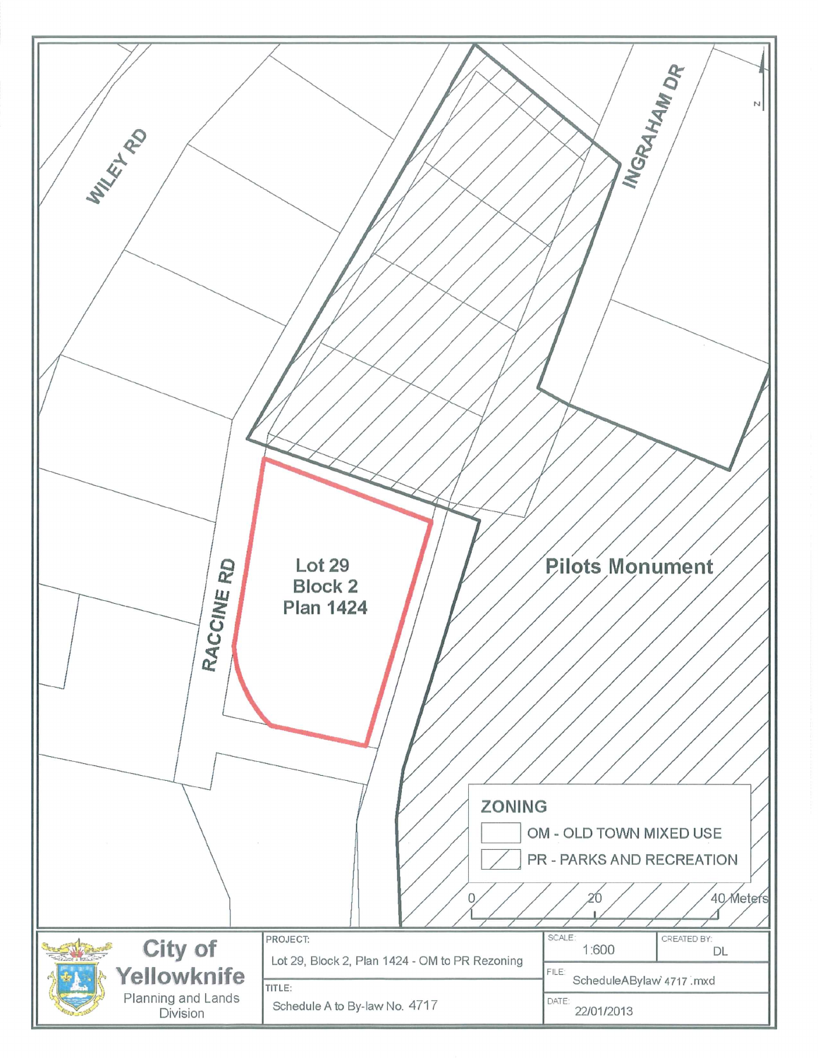WILEY RD

INGRAHAM DR

N

RACCINE RD

Lot 29
Block 2
Plan 1424

Pilots Monument

**ZONING**

OM - OLD TOWN MIXED USE

PR - PARKS AND RECREATION

0 20 40 Meters

| | | | |
|---|---|---|---|
| **City of Yellowknife** Planning and Lands Division | PROJECT: Lot 29, Block 2, Plan 1424 - OM to PR Rezoning | SCALE: 1:600 | CREATED BY: DL |
| | | FILE: ScheduleABylaw 4717 .mxd | |
| | TITLE: Schedule A to By-law No. 4717 | DATE: 22/01/2013 | |